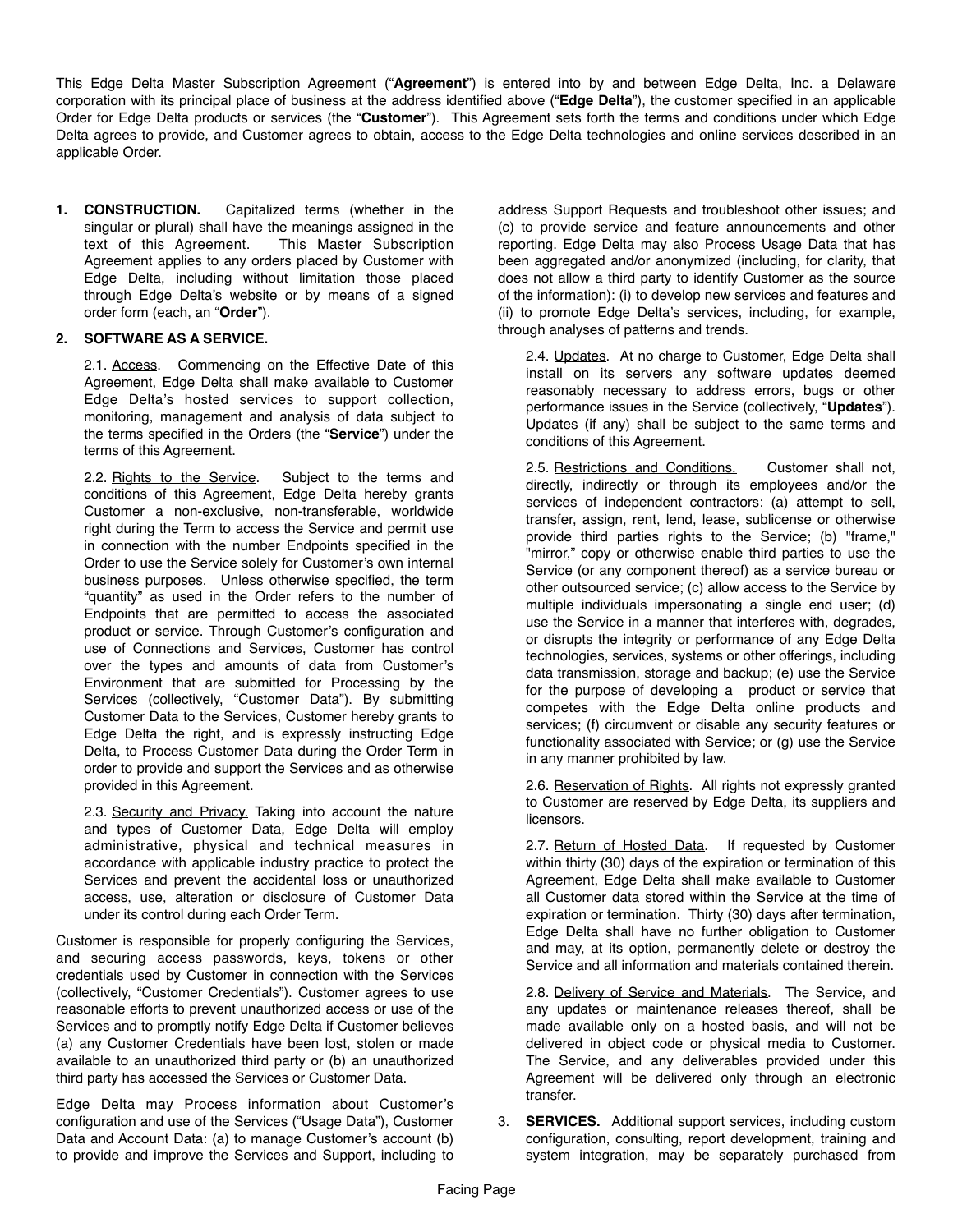This Edge Delta Master Subscription Agreement ("**Agreement**") is entered into by and between Edge Delta, Inc. a Delaware corporation with its principal place of business at the address identified above ("**Edge Delta**"), the customer specified in an applicable Order for Edge Delta products or services (the "**Customer**"). This Agreement sets forth the terms and conditions under which Edge Delta agrees to provide, and Customer agrees to obtain, access to the Edge Delta technologies and online services described in an applicable Order.

**1. CONSTRUCTION.** Capitalized terms (whether in the singular or plural) shall have the meanings assigned in the text of this Agreement. This Master Subscription Agreement applies to any orders placed by Customer with Edge Delta, including without limitation those placed through Edge Delta's website or by means of a signed order form (each, an "**Order**").

**2. SOFTWARE AS A SERVICE.**

2.1. Access. Commencing on the Effective Date of this Agreement, Edge Delta shall make available to Customer Edge Delta's hosted services to support collection, monitoring, management and analysis of data subject to the terms specified in the Orders (the "**Service**") under the terms of this Agreement.

2.2. Rights to the Service. Subject to the terms and conditions of this Agreement, Edge Delta hereby grants Customer a non-exclusive, non-transferable, worldwide right during the Term to access the Service and permit use in connection with the number Endpoints specified in the Order to use the Service solely for Customer's own internal business purposes. Unless otherwise specified, the term "quantity" as used in the Order refers to the number of Endpoints that are permitted to access the associated product or service. Through Customer's configuration and use of Connections and Services, Customer has control over the types and amounts of data from Customer's Environment that are submitted for Processing by the Services (collectively, "Customer Data"). By submitting Customer Data to the Services, Customer hereby grants to Edge Delta the right, and is expressly instructing Edge Delta, to Process Customer Data during the Order Term in order to provide and support the Services and as otherwise provided in this Agreement.

2.3. Security and Privacy. Taking into account the nature and types of Customer Data, Edge Delta will employ administrative, physical and technical measures in accordance with applicable industry practice to protect the Services and prevent the accidental loss or unauthorized access, use, alteration or disclosure of Customer Data under its control during each Order Term.

Customer is responsible for properly configuring the Services, and securing access passwords, keys, tokens or other credentials used by Customer in connection with the Services (collectively, "Customer Credentials"). Customer agrees to use reasonable efforts to prevent unauthorized access or use of the Services and to promptly notify Edge Delta if Customer believes (a) any Customer Credentials have been lost, stolen or made available to an unauthorized third party or (b) an unauthorized third party has accessed the Services or Customer Data.

Edge Delta may Process information about Customer's configuration and use of the Services ("Usage Data"), Customer Data and Account Data: (a) to manage Customer's account (b) to provide and improve the Services and Support, including to address Support Requests and troubleshoot other issues; and (c) to provide service and feature announcements and other reporting. Edge Delta may also Process Usage Data that has been aggregated and/or anonymized (including, for clarity, that does not allow a third party to identify Customer as the source of the information): (i) to develop new services and features and (ii) to promote Edge Delta's services, including, for example, through analyses of patterns and trends.

2.4. Updates. At no charge to Customer, Edge Delta shall install on its servers any software updates deemed reasonably necessary to address errors, bugs or other performance issues in the Service (collectively, "**Updates**"). Updates (if any) shall be subject to the same terms and conditions of this Agreement.

2.5. Restrictions and Conditions. Customer shall not, directly, indirectly or through its employees and/or the services of independent contractors: (a) attempt to sell, transfer, assign, rent, lend, lease, sublicense or otherwise provide third parties rights to the Service; (b) "frame," "mirror," copy or otherwise enable third parties to use the Service (or any component thereof) as a service bureau or other outsourced service; (c) allow access to the Service by multiple individuals impersonating a single end user; (d) use the Service in a manner that interferes with, degrades, or disrupts the integrity or performance of any Edge Delta technologies, services, systems or other offerings, including data transmission, storage and backup; (e) use the Service for the purpose of developing a product or service that competes with the Edge Delta online products and services; (f) circumvent or disable any security features or functionality associated with Service; or (g) use the Service in any manner prohibited by law.

2.6. Reservation of Rights. All rights not expressly granted to Customer are reserved by Edge Delta, its suppliers and licensors.

2.7. Return of Hosted Data. If requested by Customer within thirty (30) days of the expiration or termination of this Agreement, Edge Delta shall make available to Customer all Customer data stored within the Service at the time of expiration or termination. Thirty (30) days after termination, Edge Delta shall have no further obligation to Customer and may, at its option, permanently delete or destroy the Service and all information and materials contained therein.

2.8. Delivery of Service and Materials. The Service, and any updates or maintenance releases thereof, shall be made available only on a hosted basis, and will not be delivered in object code or physical media to Customer. The Service, and any deliverables provided under this Agreement will be delivered only through an electronic transfer.

3. **SERVICES.** Additional support services, including custom configuration, consulting, report development, training and system integration, may be separately purchased from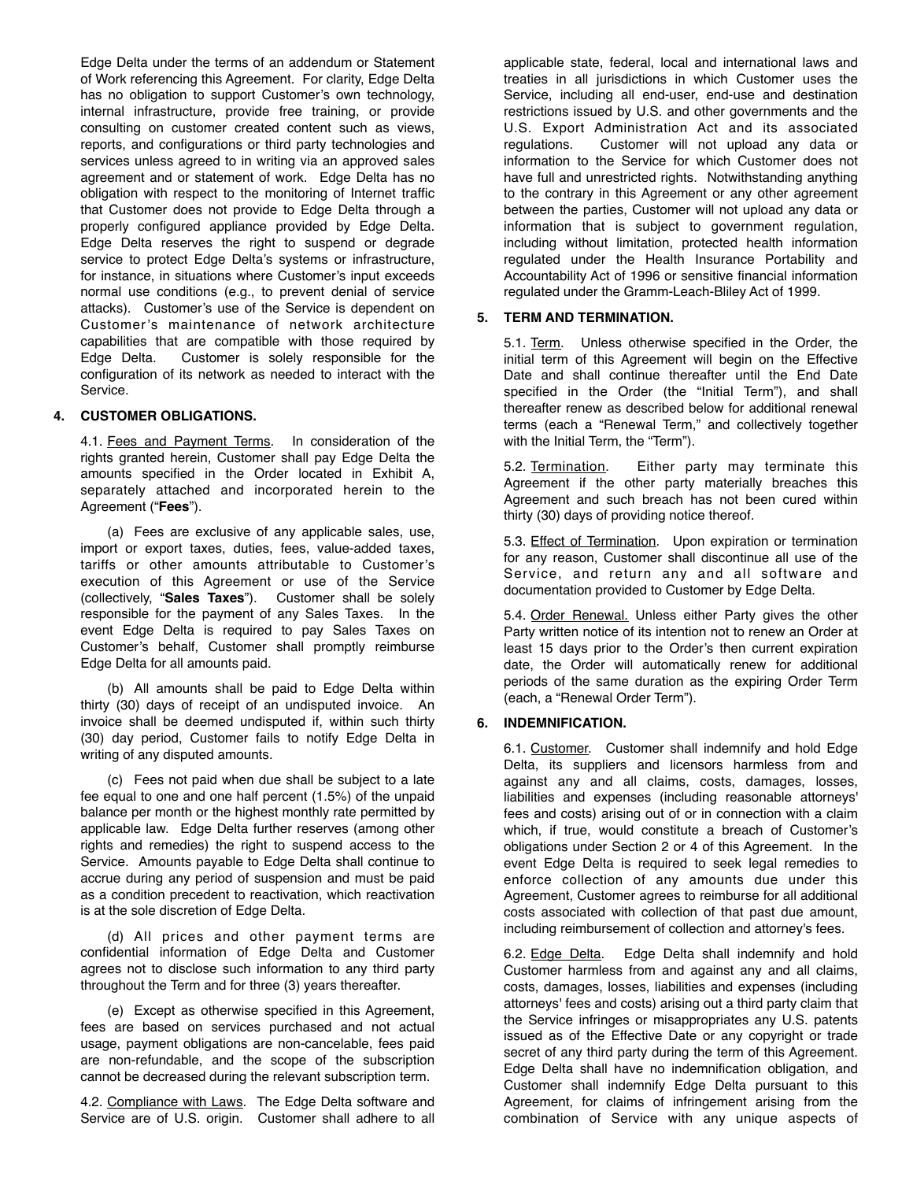Edge Delta under the terms of an addendum or Statement of Work referencing this Agreement. For clarity, Edge Delta has no obligation to support Customer's own technology, internal infrastructure, provide free training, or provide consulting on customer created content such as views, reports, and configurations or third party technologies and services unless agreed to in writing via an approved sales agreement and or statement of work. Edge Delta has no obligation with respect to the monitoring of Internet traffic that Customer does not provide to Edge Delta through a properly configured appliance provided by Edge Delta. Edge Delta reserves the right to suspend or degrade service to protect Edge Delta's systems or infrastructure, for instance, in situations where Customer's input exceeds normal use conditions (e.g., to prevent denial of service attacks). Customer's use of the Service is dependent on Customer's maintenance of network architecture capabilities that are compatible with those required by Edge Delta. Customer is solely responsible for the configuration of its network as needed to interact with the Service.

## 4. CUSTOMER OBLIGATIONS.

4.1. Fees and Payment Terms. In consideration of the rights granted herein, Customer shall pay Edge Delta the amounts specified in the Order located in Exhibit A, separately attached and incorporated herein to the Agreement ("**Fees**").

(a) Fees are exclusive of any applicable sales, use, import or export taxes, duties, fees, value-added taxes, tariffs or other amounts attributable to Customer's execution of this Agreement or use of the Service (collectively, "**Sales Taxes**"). Customer shall be solely responsible for the payment of any Sales Taxes. In the event Edge Delta is required to pay Sales Taxes on Customer's behalf, Customer shall promptly reimburse Edge Delta for all amounts paid.

(b) All amounts shall be paid to Edge Delta within thirty (30) days of receipt of an undisputed invoice. An invoice shall be deemed undisputed if, within such thirty (30) day period, Customer fails to notify Edge Delta in writing of any disputed amounts.

(c) Fees not paid when due shall be subject to a late fee equal to one and one half percent (1.5%) of the unpaid balance per month or the highest monthly rate permitted by applicable law. Edge Delta further reserves (among other rights and remedies) the right to suspend access to the Service. Amounts payable to Edge Delta shall continue to accrue during any period of suspension and must be paid as a condition precedent to reactivation, which reactivation is at the sole discretion of Edge Delta.

(d) All prices and other payment terms are confidential information of Edge Delta and Customer agrees not to disclose such information to any third party throughout the Term and for three (3) years thereafter.

(e) Except as otherwise specified in this Agreement, fees are based on services purchased and not actual usage, payment obligations are non-cancelable, fees paid are non-refundable, and the scope of the subscription cannot be decreased during the relevant subscription term.

4.2. Compliance with Laws. The Edge Delta software and Service are of U.S. origin. Customer shall adhere to all applicable state, federal, local and international laws and treaties in all jurisdictions in which Customer uses the Service, including all end-user, end-use and destination restrictions issued by U.S. and other governments and the U.S. Export Administration Act and its associated regulations. Customer will not upload any data or information to the Service for which Customer does not have full and unrestricted rights. Notwithstanding anything to the contrary in this Agreement or any other agreement between the parties, Customer will not upload any data or information that is subject to government regulation, including without limitation, protected health information regulated under the Health Insurance Portability and Accountability Act of 1996 or sensitive financial information regulated under the Gramm-Leach-Bliley Act of 1999.

## 5. TERM AND TERMINATION.

5.1. Term. Unless otherwise specified in the Order, the initial term of this Agreement will begin on the Effective Date and shall continue thereafter until the End Date specified in the Order (the "Initial Term"), and shall thereafter renew as described below for additional renewal terms (each a "Renewal Term," and collectively together with the Initial Term, the "Term").

5.2. Termination. Either party may terminate this Agreement if the other party materially breaches this Agreement and such breach has not been cured within thirty (30) days of providing notice thereof.

5.3. Effect of Termination. Upon expiration or termination for any reason, Customer shall discontinue all use of the Service, and return any and all software and documentation provided to Customer by Edge Delta.

5.4. Order Renewal. Unless either Party gives the other Party written notice of its intention not to renew an Order at least 15 days prior to the Order's then current expiration date, the Order will automatically renew for additional periods of the same duration as the expiring Order Term (each, a "Renewal Order Term").

## 6. INDEMNIFICATION.

6.1. Customer. Customer shall indemnify and hold Edge Delta, its suppliers and licensors harmless from and against any and all claims, costs, damages, losses, liabilities and expenses (including reasonable attorneys' fees and costs) arising out of or in connection with a claim which, if true, would constitute a breach of Customer's obligations under Section 2 or 4 of this Agreement. In the event Edge Delta is required to seek legal remedies to enforce collection of any amounts due under this Agreement, Customer agrees to reimburse for all additional costs associated with collection of that past due amount, including reimbursement of collection and attorney's fees.

6.2. Edge Delta. Edge Delta shall indemnify and hold Customer harmless from and against any and all claims, costs, damages, losses, liabilities and expenses (including attorneys' fees and costs) arising out a third party claim that the Service infringes or misappropriates any U.S. patents issued as of the Effective Date or any copyright or trade secret of any third party during the term of this Agreement. Edge Delta shall have no indemnification obligation, and Customer shall indemnify Edge Delta pursuant to this Agreement, for claims of infringement arising from the combination of Service with any unique aspects of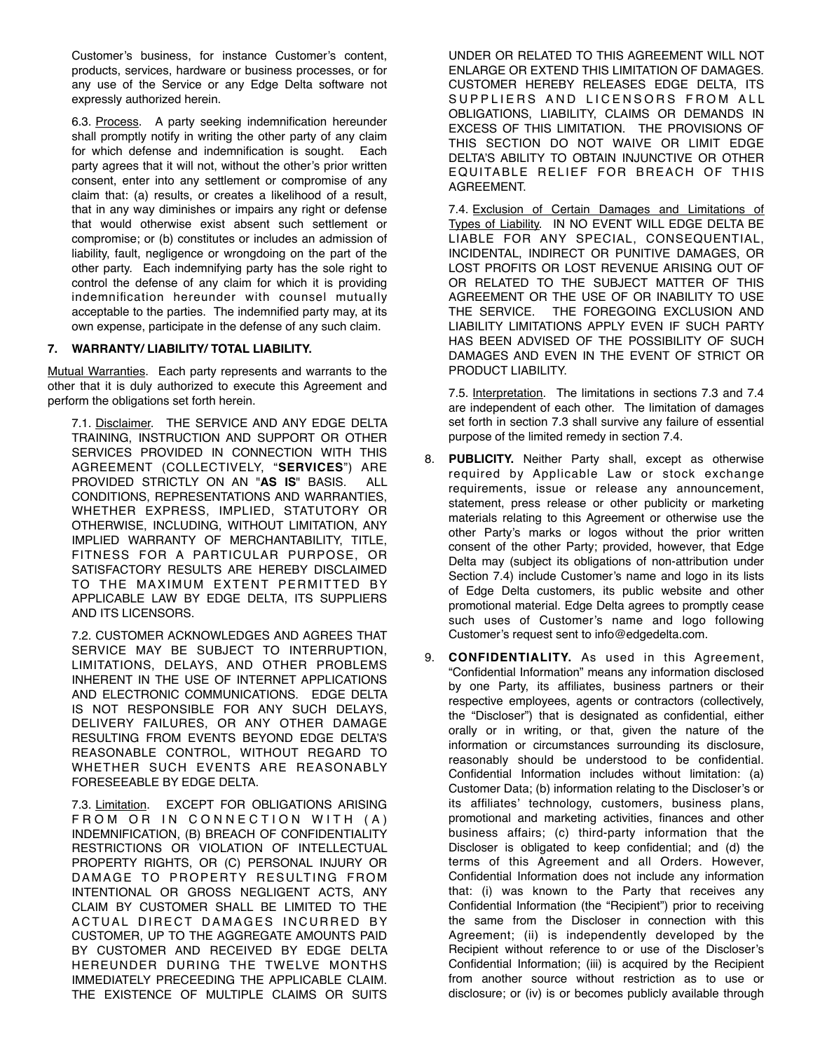Customer's business, for instance Customer's content, products, services, hardware or business processes, or for any use of the Service or any Edge Delta software not expressly authorized herein.

6.3. Process. A party seeking indemnification hereunder shall promptly notify in writing the other party of any claim for which defense and indemnification is sought. Each party agrees that it will not, without the other's prior written consent, enter into any settlement or compromise of any claim that: (a) results, or creates a likelihood of a result, that in any way diminishes or impairs any right or defense that would otherwise exist absent such settlement or compromise; or (b) constitutes or includes an admission of liability, fault, negligence or wrongdoing on the part of the other party. Each indemnifying party has the sole right to control the defense of any claim for which it is providing indemnification hereunder with counsel mutually acceptable to the parties. The indemnified party may, at its own expense, participate in the defense of any such claim.

## 7. WARRANTY/ LIABILITY/ TOTAL LIABILITY.

Mutual Warranties. Each party represents and warrants to the other that it is duly authorized to execute this Agreement and perform the obligations set forth herein.

7.1. Disclaimer. THE SERVICE AND ANY EDGE DELTA TRAINING, INSTRUCTION AND SUPPORT OR OTHER SERVICES PROVIDED IN CONNECTION WITH THIS AGREEMENT (COLLECTIVELY, "**SERVICES**") ARE PROVIDED STRICTLY ON AN "**AS IS**" BASIS. ALL CONDITIONS, REPRESENTATIONS AND WARRANTIES, WHETHER EXPRESS, IMPLIED, STATUTORY OR OTHERWISE, INCLUDING, WITHOUT LIMITATION, ANY IMPLIED WARRANTY OF MERCHANTABILITY, TITLE, FITNESS FOR A PARTICULAR PURPOSE, OR SATISFACTORY RESULTS ARE HEREBY DISCLAIMED TO THE MAXIMUM EXTENT PERMITTED BY APPLICABLE LAW BY EDGE DELTA, ITS SUPPLIERS AND ITS LICENSORS.

7.2. CUSTOMER ACKNOWLEDGES AND AGREES THAT SERVICE MAY BE SUBJECT TO INTERRUPTION, LIMITATIONS, DELAYS, AND OTHER PROBLEMS INHERENT IN THE USE OF INTERNET APPLICATIONS AND ELECTRONIC COMMUNICATIONS. EDGE DELTA IS NOT RESPONSIBLE FOR ANY SUCH DELAYS, DELIVERY FAILURES, OR ANY OTHER DAMAGE RESULTING FROM EVENTS BEYOND EDGE DELTA'S REASONABLE CONTROL, WITHOUT REGARD TO WHETHER SUCH EVENTS ARE REASONABLY FORESEEABLE BY EDGE DELTA.

7.3. Limitation. EXCEPT FOR OBLIGATIONS ARISING FROM OR IN CONNECTION WITH (A) INDEMNIFICATION, (B) BREACH OF CONFIDENTIALITY RESTRICTIONS OR VIOLATION OF INTELLECTUAL PROPERTY RIGHTS, OR (C) PERSONAL INJURY OR DAMAGE TO PROPERTY RESULTING FROM INTENTIONAL OR GROSS NEGLIGENT ACTS, ANY CLAIM BY CUSTOMER SHALL BE LIMITED TO THE ACTUAL DIRECT DAMAGES INCURRED BY CUSTOMER, UP TO THE AGGREGATE AMOUNTS PAID BY CUSTOMER AND RECEIVED BY EDGE DELTA HEREUNDER DURING THE TWELVE MONTHS IMMEDIATELY PRECEEDING THE APPLICABLE CLAIM. THE EXISTENCE OF MULTIPLE CLAIMS OR SUITS UNDER OR RELATED TO THIS AGREEMENT WILL NOT ENLARGE OR EXTEND THIS LIMITATION OF DAMAGES. CUSTOMER HEREBY RELEASES EDGE DELTA, ITS SUPPLIERS AND LICENSORS FROM ALL OBLIGATIONS, LIABILITY, CLAIMS OR DEMANDS IN EXCESS OF THIS LIMITATION. THE PROVISIONS OF THIS SECTION DO NOT WAIVE OR LIMIT EDGE DELTA'S ABILITY TO OBTAIN INJUNCTIVE OR OTHER EQUITABLE RELIEF FOR BREACH OF THIS AGREEMENT.

7.4. Exclusion of Certain Damages and Limitations of Types of Liability. IN NO EVENT WILL EDGE DELTA BE LIABLE FOR ANY SPECIAL, CONSEQUENTIAL, INCIDENTAL, INDIRECT OR PUNITIVE DAMAGES, OR LOST PROFITS OR LOST REVENUE ARISING OUT OF OR RELATED TO THE SUBJECT MATTER OF THIS AGREEMENT OR THE USE OF OR INABILITY TO USE THE SERVICE. THE FOREGOING EXCLUSION AND LIABILITY LIMITATIONS APPLY EVEN IF SUCH PARTY HAS BEEN ADVISED OF THE POSSIBILITY OF SUCH DAMAGES AND EVEN IN THE EVENT OF STRICT OR PRODUCT LIABILITY.

7.5. Interpretation. The limitations in sections 7.3 and 7.4 are independent of each other. The limitation of damages set forth in section 7.3 shall survive any failure of essential purpose of the limited remedy in section 7.4.

8. **PUBLICITY.** Neither Party shall, except as otherwise required by Applicable Law or stock exchange requirements, issue or release any announcement, statement, press release or other publicity or marketing materials relating to this Agreement or otherwise use the other Party's marks or logos without the prior written consent of the other Party; provided, however, that Edge Delta may (subject its obligations of non-attribution under Section 7.4) include Customer's name and logo in its lists of Edge Delta customers, its public website and other promotional material. Edge Delta agrees to promptly cease such uses of Customer's name and logo following Customer's request sent to info@edgedelta.com.

9. **CONFIDENTIALITY.** As used in this Agreement, "Confidential Information" means any information disclosed by one Party, its affiliates, business partners or their respective employees, agents or contractors (collectively, the "Discloser") that is designated as confidential, either orally or in writing, or that, given the nature of the information or circumstances surrounding its disclosure, reasonably should be understood to be confidential. Confidential Information includes without limitation: (a) Customer Data; (b) information relating to the Discloser's or its affiliates' technology, customers, business plans, promotional and marketing activities, finances and other business affairs; (c) third-party information that the Discloser is obligated to keep confidential; and (d) the terms of this Agreement and all Orders. However, Confidential Information does not include any information that: (i) was known to the Party that receives any Confidential Information (the "Recipient") prior to receiving the same from the Discloser in connection with this Agreement; (ii) is independently developed by the Recipient without reference to or use of the Discloser's Confidential Information; (iii) is acquired by the Recipient from another source without restriction as to use or disclosure; or (iv) is or becomes publicly available through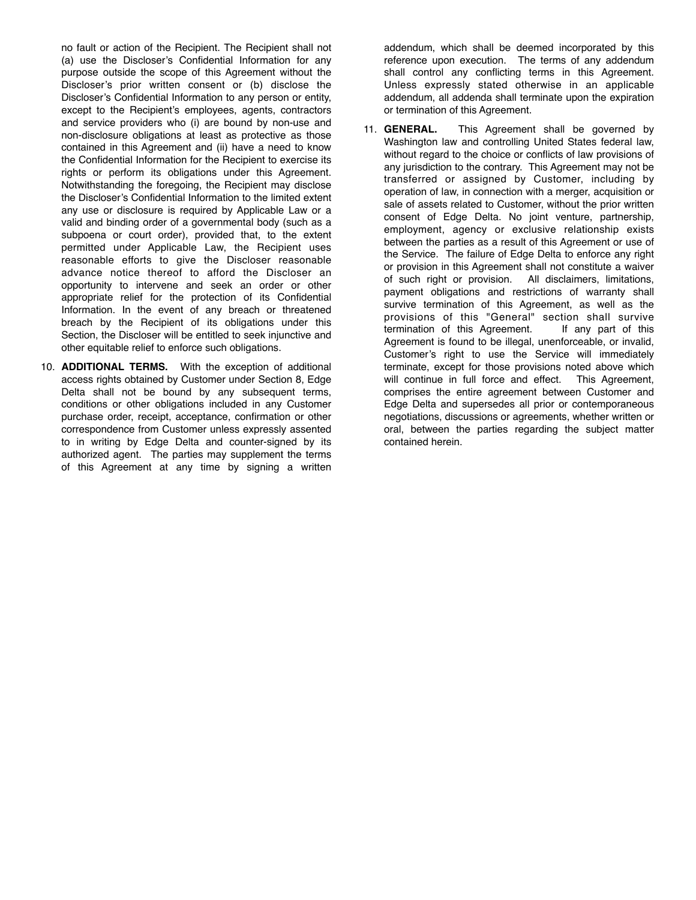no fault or action of the Recipient. The Recipient shall not (a) use the Discloser's Confidential Information for any purpose outside the scope of this Agreement without the Discloser's prior written consent or (b) disclose the Discloser's Confidential Information to any person or entity, except to the Recipient's employees, agents, contractors and service providers who (i) are bound by non-use and non-disclosure obligations at least as protective as those contained in this Agreement and (ii) have a need to know the Confidential Information for the Recipient to exercise its rights or perform its obligations under this Agreement. Notwithstanding the foregoing, the Recipient may disclose the Discloser's Confidential Information to the limited extent any use or disclosure is required by Applicable Law or a valid and binding order of a governmental body (such as a subpoena or court order), provided that, to the extent permitted under Applicable Law, the Recipient uses reasonable efforts to give the Discloser reasonable advance notice thereof to afford the Discloser an opportunity to intervene and seek an order or other appropriate relief for the protection of its Confidential Information. In the event of any breach or threatened breach by the Recipient of its obligations under this Section, the Discloser will be entitled to seek injunctive and other equitable relief to enforce such obligations.

10. **ADDITIONAL TERMS.** With the exception of additional access rights obtained by Customer under Section 8, Edge Delta shall not be bound by any subsequent terms, conditions or other obligations included in any Customer purchase order, receipt, acceptance, confirmation or other correspondence from Customer unless expressly assented to in writing by Edge Delta and counter-signed by its authorized agent. The parties may supplement the terms of this Agreement at any time by signing a written addendum, which shall be deemed incorporated by this reference upon execution. The terms of any addendum shall control any conflicting terms in this Agreement. Unless expressly stated otherwise in an applicable addendum, all addenda shall terminate upon the expiration or termination of this Agreement.

11. **GENERAL.** This Agreement shall be governed by Washington law and controlling United States federal law, without regard to the choice or conflicts of law provisions of any jurisdiction to the contrary. This Agreement may not be transferred or assigned by Customer, including by operation of law, in connection with a merger, acquisition or sale of assets related to Customer, without the prior written consent of Edge Delta. No joint venture, partnership, employment, agency or exclusive relationship exists between the parties as a result of this Agreement or use of the Service. The failure of Edge Delta to enforce any right or provision in this Agreement shall not constitute a waiver of such right or provision. All disclaimers, limitations, payment obligations and restrictions of warranty shall survive termination of this Agreement, as well as the provisions of this "General" section shall survive termination of this Agreement. If any part of this Agreement is found to be illegal, unenforceable, or invalid, Customer's right to use the Service will immediately terminate, except for those provisions noted above which will continue in full force and effect. This Agreement, comprises the entire agreement between Customer and Edge Delta and supersedes all prior or contemporaneous negotiations, discussions or agreements, whether written or oral, between the parties regarding the subject matter contained herein.